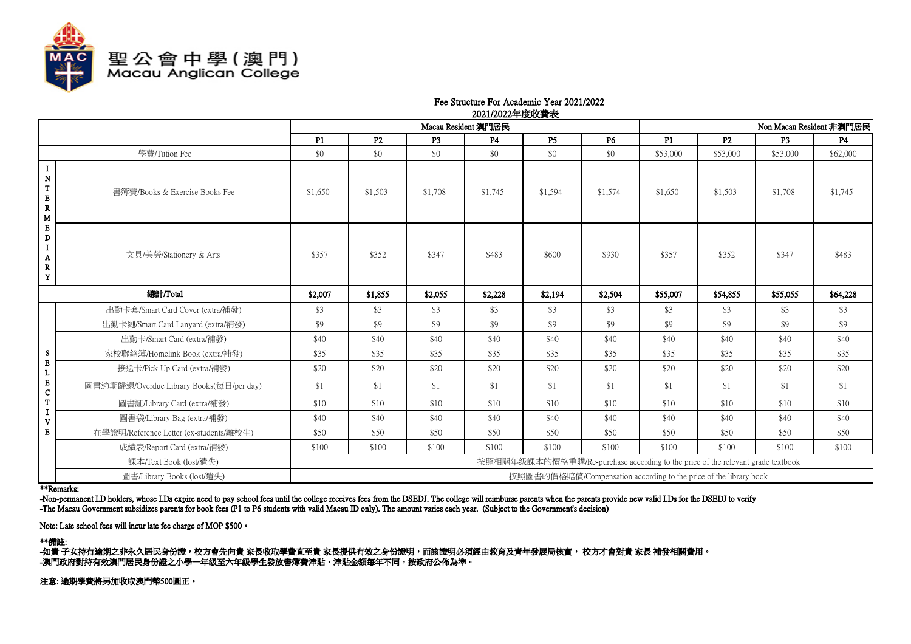聖公會中學(澳門)
Macau Anglican College

Fee Structure For Academic Year 2021/2022
2021/2022年度收費表

| | | Macau Resident 澳門居民 | | | | | | Non Macau Resident 非澳門居民 | | | |
|---|---|---|---|---|---|---|---|---|---|---|---|
| | | P1 | P2 | P3 | P4 | P5 | P6 | P1 | P2 | P3 | P4 |
| 學費/Tution Fee | | $0 | $0 | $0 | $0 | $0 | $0 | $53,000 | $53,000 | $53,000 | $62,000 |
| INTERMEDIARY | 書簿費/Books & Exercise Books Fee | $1,650 | $1,503 | $1,708 | $1,745 | $1,594 | $1,574 | $1,650 | $1,503 | $1,708 | $1,745 |
| | 文具/美勞/Stationery & Arts | $357 | $352 | $347 | $483 | $600 | $930 | $357 | $352 | $347 | $483 |
| **總計/Total** | | **$2,007** | **$1,855** | **$2,055** | **$2,228** | **$2,194** | **$2,504** | **$55,007** | **$54,855** | **$55,055** | **$64,228** |
| SELECTIVE | 出勤卡套/Smart Card Cover (extra/補發) | $3 | $3 | $3 | $3 | $3 | $3 | $3 | $3 | $3 | $3 |
| | 出勤卡繩/Smart Card Lanyard (extra/補發) | $9 | $9 | $9 | $9 | $9 | $9 | $9 | $9 | $9 | $9 |
| | 出勤卡/Smart Card (extra/補發) | $40 | $40 | $40 | $40 | $40 | $40 | $40 | $40 | $40 | $40 |
| | 家校聯絡簿/Homelink Book (extra/補發) | $35 | $35 | $35 | $35 | $35 | $35 | $35 | $35 | $35 | $35 |
| | 接送卡/Pick Up Card (extra/補發) | $20 | $20 | $20 | $20 | $20 | $20 | $20 | $20 | $20 | $20 |
| | 圖書逾期歸還/Overdue Library Books(每日/per day) | $1 | $1 | $1 | $1 | $1 | $1 | $1 | $1 | $1 | $1 |
| | 圖書証/Library Card (extra/補發) | $10 | $10 | $10 | $10 | $10 | $10 | $10 | $10 | $10 | $10 |
| | 圖書袋/Library Bag (extra/補發) | $40 | $40 | $40 | $40 | $40 | $40 | $40 | $40 | $40 | $40 |
| | 在學證明/Reference Letter (ex-students/離校生) | $50 | $50 | $50 | $50 | $50 | $50 | $50 | $50 | $50 | $50 |
| | 成績表/Report Card (extra/補發) | $100 | $100 | $100 | $100 | $100 | $100 | $100 | $100 | $100 | $100 |
| | 課本/Text Book (lost/遺失) | 按照相關年級課本的價格重購/Re-purchase according to the price of the relevant grade textbook | | | | | | | | | |
| | 圖書/Library Books (lost/遺失) | 按照圖書的價格賠償/Compensation according to the price of the library book | | | | | | | | | |

**Remarks:

-Non-permanent I.D holders, whose I.Ds expire need to pay school fees until the college receives fees from the DSEDJ. The college will reimburse parents when the parents provide new valid I.Ds for the DSEDJ to verify

-The Macau Government subsidizes parents for book fees (P1 to P6 students with valid Macau ID only). The amount varies each year. (Subject to the Government's decision)

Note: Late school fees will incur late fee charge of MOP $500。

**備註:

-如貴 子女持有逾期之非永久居民身份證，校方會先向貴 家長收取學費直至貴 家長提供有效之身份證明，而該證明必須經由教育及青年發展局核實， 校方才會對貴 家長 補發相關費用。

-澳門政府對持有效澳門居民身份證之小學一年級至六年級學生發放書簿費津貼，津貼金額每年不同，按政府公佈為準。

注意: 逾期學費將另加收取澳門幣500圓正。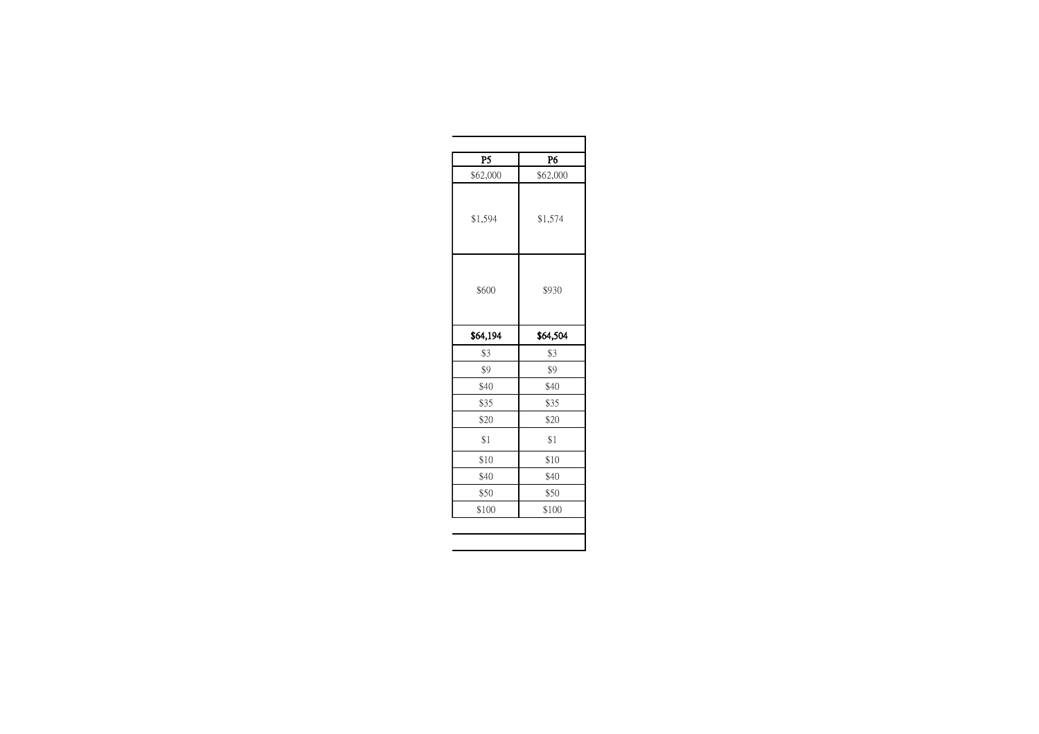| P5 | P6 |
|---|---|
| $62,000 | $62,000 |
| $1,594 | $1,574 |
| $600 | $930 |
| **$64,194** | **$64,504** |
| $3 | $3 |
| $9 | $9 |
| $40 | $40 |
| $35 | $35 |
| $20 | $20 |
| $1 | $1 |
| $10 | $10 |
| $40 | $40 |
| $50 | $50 |
| $100 | $100 |